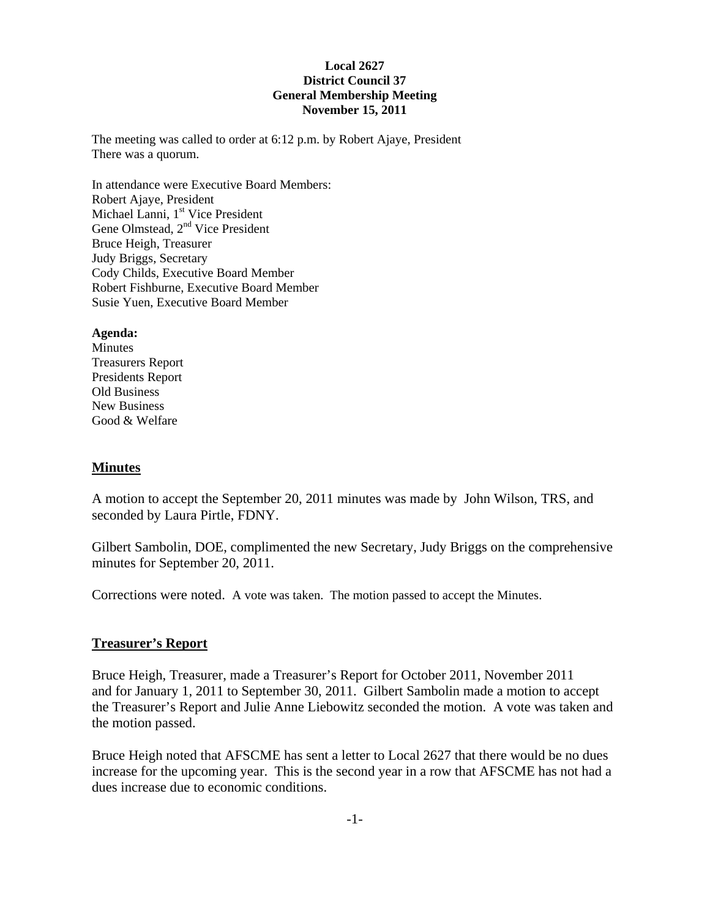**Local 2627**
**District Council 37**
**General Membership Meeting**
**November 15, 2011**

The meeting was called to order at 6:12 p.m. by Robert Ajaye, President
There was a quorum.

In attendance were Executive Board Members:
Robert Ajaye, President
Michael Lanni, 1st Vice President
Gene Olmstead, 2nd Vice President
Bruce Heigh, Treasurer
Judy Briggs, Secretary
Cody Childs, Executive Board Member
Robert Fishburne, Executive Board Member
Susie Yuen, Executive Board Member

**Agenda:**
Minutes
Treasurers Report
Presidents Report
Old Business
New Business
Good & Welfare

## Minutes

A motion to accept the September 20, 2011 minutes was made by John Wilson, TRS, and seconded by Laura Pirtle, FDNY.

Gilbert Sambolin, DOE, complimented the new Secretary, Judy Briggs on the comprehensive minutes for September 20, 2011.

Corrections were noted. A vote was taken. The motion passed to accept the Minutes.

## Treasurer's Report

Bruce Heigh, Treasurer, made a Treasurer's Report for October 2011, November 2011 and for January 1, 2011 to September 30, 2011. Gilbert Sambolin made a motion to accept the Treasurer's Report and Julie Anne Liebowitz seconded the motion. A vote was taken and the motion passed.

Bruce Heigh noted that AFSCME has sent a letter to Local 2627 that there would be no dues increase for the upcoming year. This is the second year in a row that AFSCME has not had a dues increase due to economic conditions.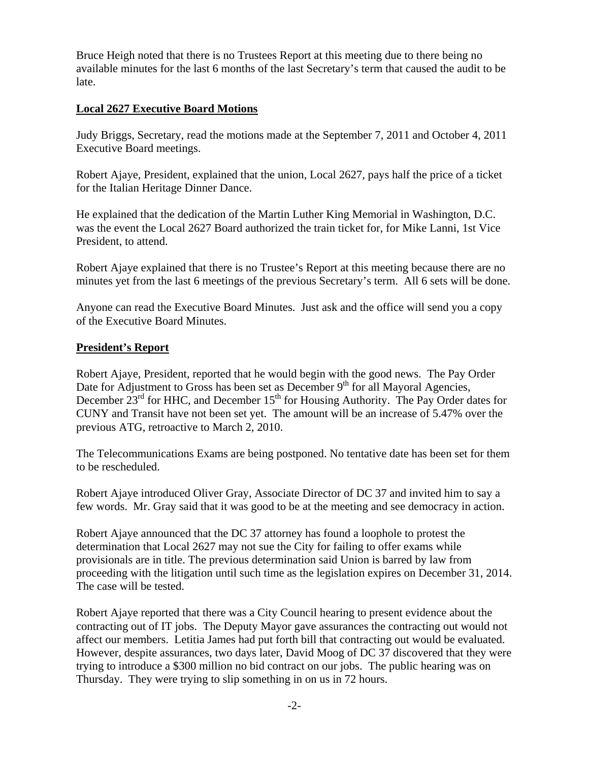Bruce Heigh noted that there is no Trustees Report at this meeting due to there being no available minutes for the last 6 months of the last Secretary's term that caused the audit to be late.

## Local 2627 Executive Board Motions

Judy Briggs, Secretary, read the motions made at the September 7, 2011 and October 4, 2011 Executive Board meetings.

Robert Ajaye, President, explained that the union, Local 2627, pays half the price of a ticket for the Italian Heritage Dinner Dance.

He explained that the dedication of the Martin Luther King Memorial in Washington, D.C. was the event the Local 2627 Board authorized the train ticket for, for Mike Lanni, 1st Vice President, to attend.

Robert Ajaye explained that there is no Trustee's Report at this meeting because there are no minutes yet from the last 6 meetings of the previous Secretary's term. All 6 sets will be done.

Anyone can read the Executive Board Minutes. Just ask and the office will send you a copy of the Executive Board Minutes.

## President's Report

Robert Ajaye, President, reported that he would begin with the good news. The Pay Order Date for Adjustment to Gross has been set as December 9th for all Mayoral Agencies, December 23rd for HHC, and December 15th for Housing Authority. The Pay Order dates for CUNY and Transit have not been set yet. The amount will be an increase of 5.47% over the previous ATG, retroactive to March 2, 2010.

The Telecommunications Exams are being postponed. No tentative date has been set for them to be rescheduled.

Robert Ajaye introduced Oliver Gray, Associate Director of DC 37 and invited him to say a few words. Mr. Gray said that it was good to be at the meeting and see democracy in action.

Robert Ajaye announced that the DC 37 attorney has found a loophole to protest the determination that Local 2627 may not sue the City for failing to offer exams while provisionals are in title. The previous determination said Union is barred by law from proceeding with the litigation until such time as the legislation expires on December 31, 2014. The case will be tested.

Robert Ajaye reported that there was a City Council hearing to present evidence about the contracting out of IT jobs. The Deputy Mayor gave assurances the contracting out would not affect our members. Letitia James had put forth bill that contracting out would be evaluated. However, despite assurances, two days later, David Moog of DC 37 discovered that they were trying to introduce a $300 million no bid contract on our jobs. The public hearing was on Thursday. They were trying to slip something in on us in 72 hours.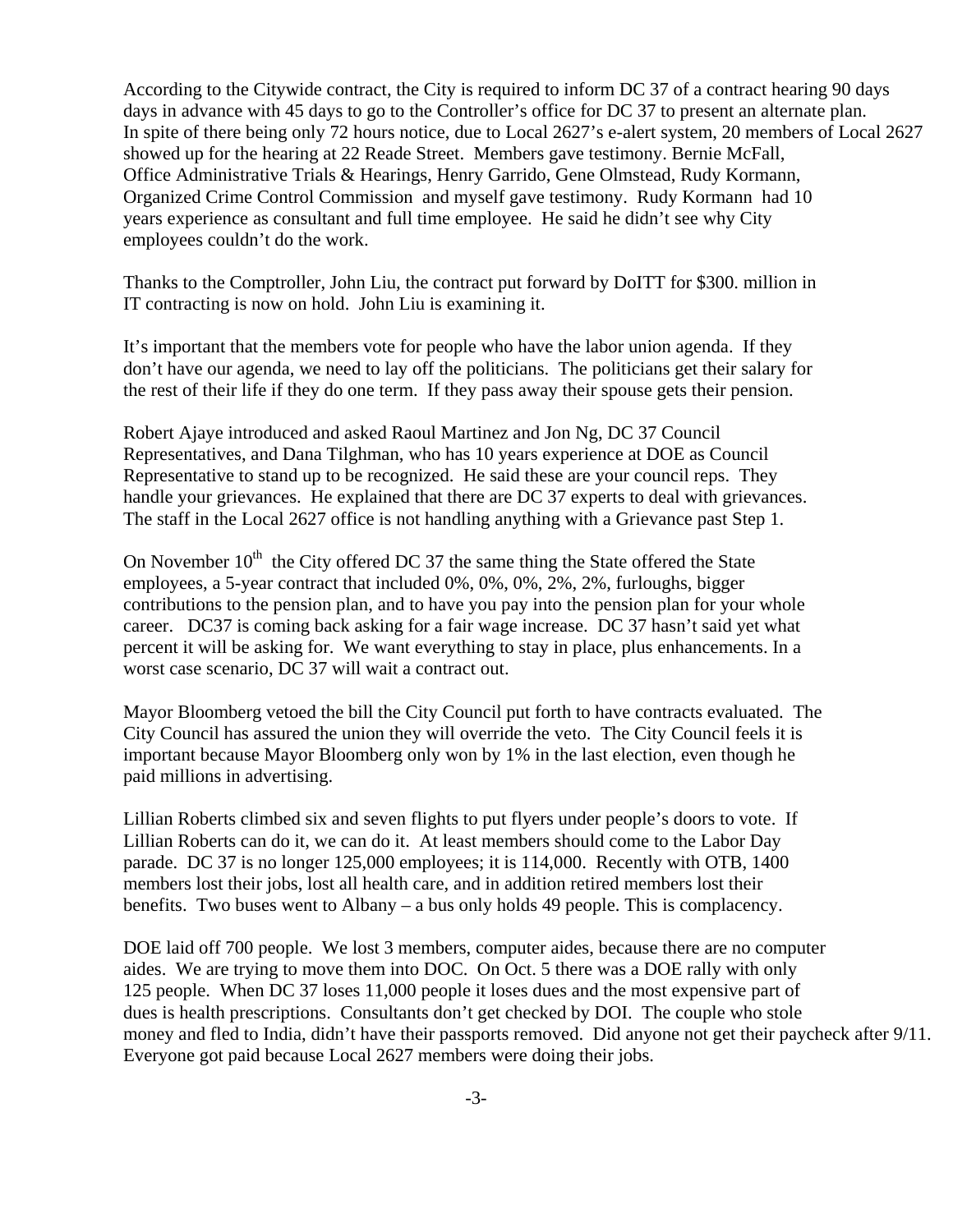According to the Citywide contract, the City is required to inform DC 37 of a contract hearing 90 days days in advance with 45 days to go to the Controller's office for DC 37 to present an alternate plan. In spite of there being only 72 hours notice, due to Local 2627's e-alert system, 20 members of Local 2627 showed up for the hearing at 22 Reade Street. Members gave testimony. Bernie McFall, Office Administrative Trials & Hearings, Henry Garrido, Gene Olmstead, Rudy Kormann, Organized Crime Control Commission and myself gave testimony. Rudy Kormann had 10 years experience as consultant and full time employee. He said he didn't see why City employees couldn't do the work.

Thanks to the Comptroller, John Liu, the contract put forward by DoITT for $300. million in IT contracting is now on hold. John Liu is examining it.

It's important that the members vote for people who have the labor union agenda. If they don't have our agenda, we need to lay off the politicians. The politicians get their salary for the rest of their life if they do one term. If they pass away their spouse gets their pension.

Robert Ajaye introduced and asked Raoul Martinez and Jon Ng, DC 37 Council Representatives, and Dana Tilghman, who has 10 years experience at DOE as Council Representative to stand up to be recognized. He said these are your council reps. They handle your grievances. He explained that there are DC 37 experts to deal with grievances. The staff in the Local 2627 office is not handling anything with a Grievance past Step 1.

On November 10th the City offered DC 37 the same thing the State offered the State employees, a 5-year contract that included 0%, 0%, 0%, 2%, 2%, furloughs, bigger contributions to the pension plan, and to have you pay into the pension plan for your whole career. DC37 is coming back asking for a fair wage increase. DC 37 hasn't said yet what percent it will be asking for. We want everything to stay in place, plus enhancements. In a worst case scenario, DC 37 will wait a contract out.

Mayor Bloomberg vetoed the bill the City Council put forth to have contracts evaluated. The City Council has assured the union they will override the veto. The City Council feels it is important because Mayor Bloomberg only won by 1% in the last election, even though he paid millions in advertising.

Lillian Roberts climbed six and seven flights to put flyers under people's doors to vote. If Lillian Roberts can do it, we can do it. At least members should come to the Labor Day parade. DC 37 is no longer 125,000 employees; it is 114,000. Recently with OTB, 1400 members lost their jobs, lost all health care, and in addition retired members lost their benefits. Two buses went to Albany – a bus only holds 49 people. This is complacency.

DOE laid off 700 people. We lost 3 members, computer aides, because there are no computer aides. We are trying to move them into DOC. On Oct. 5 there was a DOE rally with only 125 people. When DC 37 loses 11,000 people it loses dues and the most expensive part of dues is health prescriptions. Consultants don't get checked by DOI. The couple who stole money and fled to India, didn't have their passports removed. Did anyone not get their paycheck after 9/11. Everyone got paid because Local 2627 members were doing their jobs.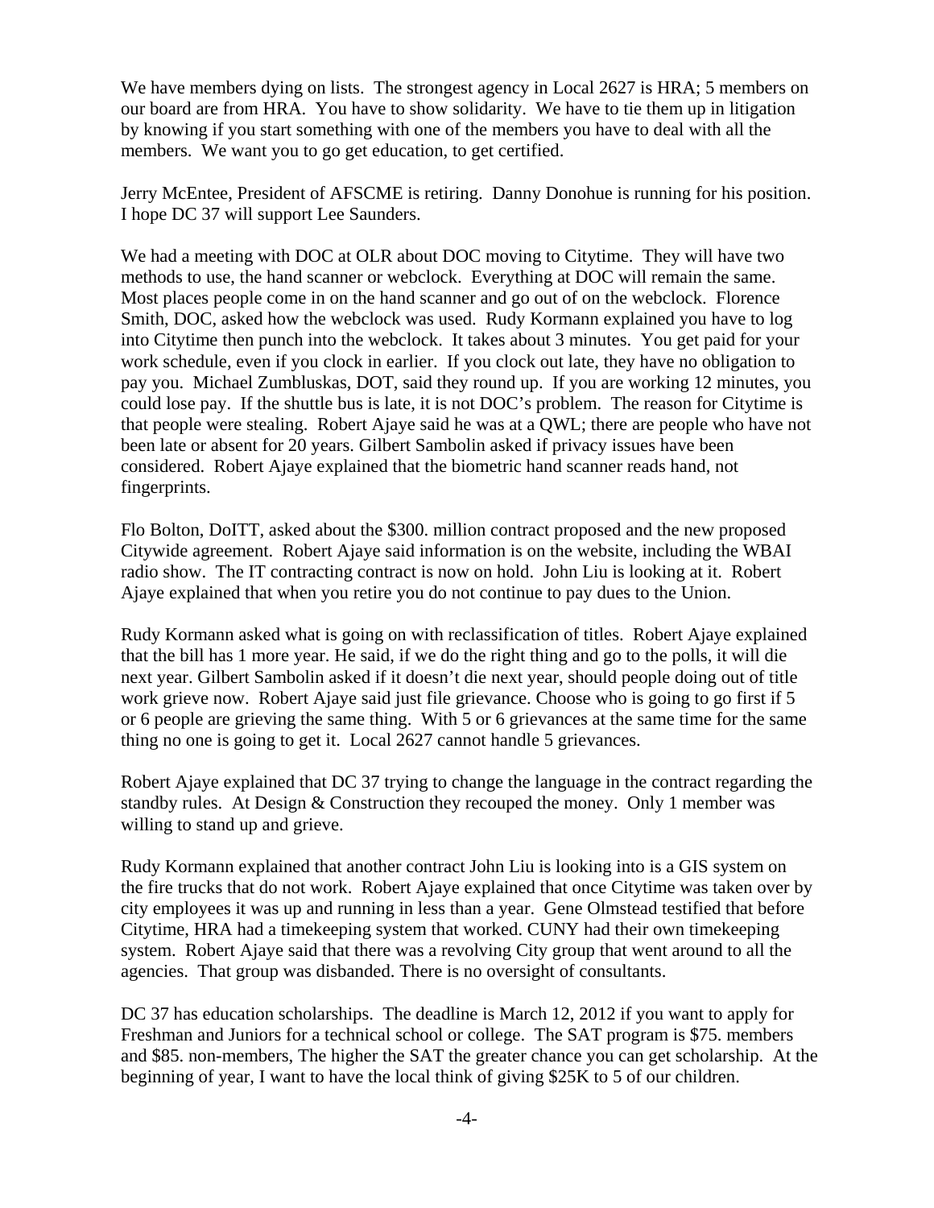We have members dying on lists. The strongest agency in Local 2627 is HRA; 5 members on our board are from HRA. You have to show solidarity. We have to tie them up in litigation by knowing if you start something with one of the members you have to deal with all the members. We want you to go get education, to get certified.

Jerry McEntee, President of AFSCME is retiring. Danny Donohue is running for his position. I hope DC 37 will support Lee Saunders.

We had a meeting with DOC at OLR about DOC moving to Citytime. They will have two methods to use, the hand scanner or webclock. Everything at DOC will remain the same. Most places people come in on the hand scanner and go out of on the webclock. Florence Smith, DOC, asked how the webclock was used. Rudy Kormann explained you have to log into Citytime then punch into the webclock. It takes about 3 minutes. You get paid for your work schedule, even if you clock in earlier. If you clock out late, they have no obligation to pay you. Michael Zumbluskas, DOT, said they round up. If you are working 12 minutes, you could lose pay. If the shuttle bus is late, it is not DOC's problem. The reason for Citytime is that people were stealing. Robert Ajaye said he was at a QWL; there are people who have not been late or absent for 20 years. Gilbert Sambolin asked if privacy issues have been considered. Robert Ajaye explained that the biometric hand scanner reads hand, not fingerprints.

Flo Bolton, DoITT, asked about the $300. million contract proposed and the new proposed Citywide agreement. Robert Ajaye said information is on the website, including the WBAI radio show. The IT contracting contract is now on hold. John Liu is looking at it. Robert Ajaye explained that when you retire you do not continue to pay dues to the Union.

Rudy Kormann asked what is going on with reclassification of titles. Robert Ajaye explained that the bill has 1 more year. He said, if we do the right thing and go to the polls, it will die next year. Gilbert Sambolin asked if it doesn't die next year, should people doing out of title work grieve now. Robert Ajaye said just file grievance. Choose who is going to go first if 5 or 6 people are grieving the same thing. With 5 or 6 grievances at the same time for the same thing no one is going to get it. Local 2627 cannot handle 5 grievances.

Robert Ajaye explained that DC 37 trying to change the language in the contract regarding the standby rules. At Design & Construction they recouped the money. Only 1 member was willing to stand up and grieve.

Rudy Kormann explained that another contract John Liu is looking into is a GIS system on the fire trucks that do not work. Robert Ajaye explained that once Citytime was taken over by city employees it was up and running in less than a year. Gene Olmstead testified that before Citytime, HRA had a timekeeping system that worked. CUNY had their own timekeeping system. Robert Ajaye said that there was a revolving City group that went around to all the agencies. That group was disbanded. There is no oversight of consultants.

DC 37 has education scholarships. The deadline is March 12, 2012 if you want to apply for Freshman and Juniors for a technical school or college. The SAT program is $75. members and $85. non-members, The higher the SAT the greater chance you can get scholarship. At the beginning of year, I want to have the local think of giving $25K to 5 of our children.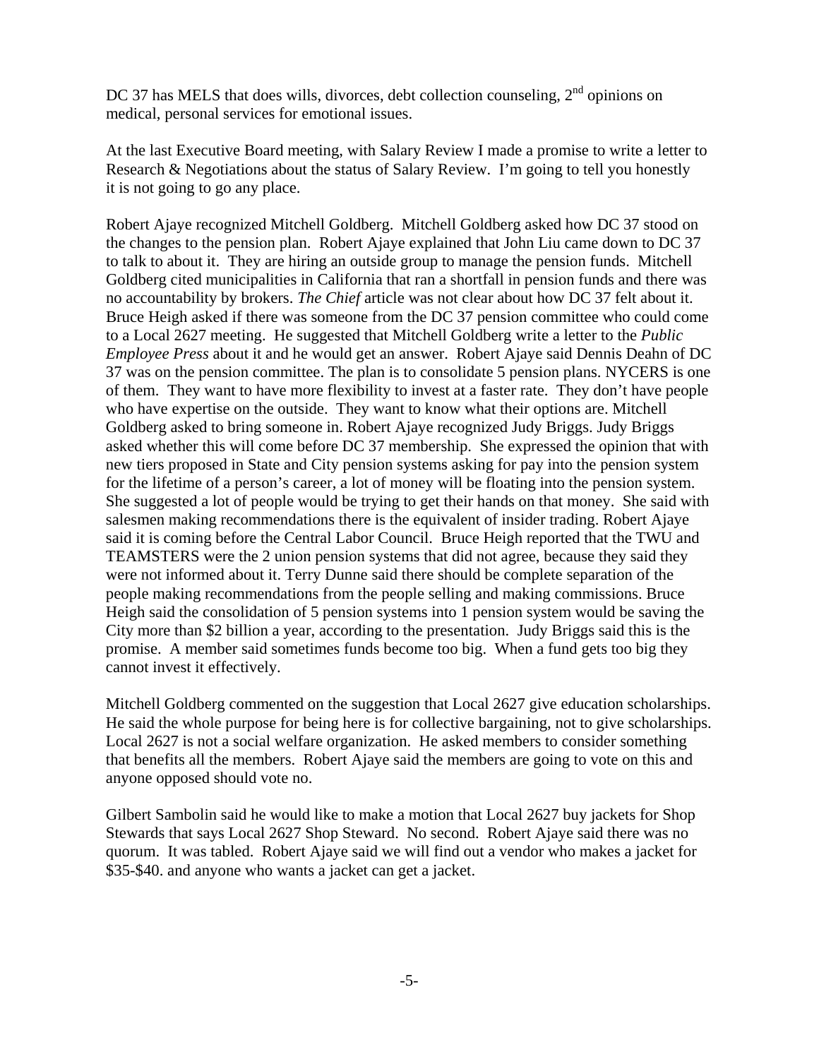DC 37 has MELS that does wills, divorces, debt collection counseling, 2nd opinions on medical, personal services for emotional issues.

At the last Executive Board meeting, with Salary Review I made a promise to write a letter to Research & Negotiations about the status of Salary Review. I'm going to tell you honestly it is not going to go any place.

Robert Ajaye recognized Mitchell Goldberg. Mitchell Goldberg asked how DC 37 stood on the changes to the pension plan. Robert Ajaye explained that John Liu came down to DC 37 to talk to about it. They are hiring an outside group to manage the pension funds. Mitchell Goldberg cited municipalities in California that ran a shortfall in pension funds and there was no accountability by brokers. *The Chief* article was not clear about how DC 37 felt about it. Bruce Heigh asked if there was someone from the DC 37 pension committee who could come to a Local 2627 meeting. He suggested that Mitchell Goldberg write a letter to the *Public Employee Press* about it and he would get an answer. Robert Ajaye said Dennis Deahn of DC 37 was on the pension committee. The plan is to consolidate 5 pension plans. NYCERS is one of them. They want to have more flexibility to invest at a faster rate. They don't have people who have expertise on the outside. They want to know what their options are. Mitchell Goldberg asked to bring someone in. Robert Ajaye recognized Judy Briggs. Judy Briggs asked whether this will come before DC 37 membership. She expressed the opinion that with new tiers proposed in State and City pension systems asking for pay into the pension system for the lifetime of a person's career, a lot of money will be floating into the pension system. She suggested a lot of people would be trying to get their hands on that money. She said with salesmen making recommendations there is the equivalent of insider trading. Robert Ajaye said it is coming before the Central Labor Council. Bruce Heigh reported that the TWU and TEAMSTERS were the 2 union pension systems that did not agree, because they said they were not informed about it. Terry Dunne said there should be complete separation of the people making recommendations from the people selling and making commissions. Bruce Heigh said the consolidation of 5 pension systems into 1 pension system would be saving the City more than $2 billion a year, according to the presentation. Judy Briggs said this is the promise. A member said sometimes funds become too big. When a fund gets too big they cannot invest it effectively.

Mitchell Goldberg commented on the suggestion that Local 2627 give education scholarships. He said the whole purpose for being here is for collective bargaining, not to give scholarships. Local 2627 is not a social welfare organization. He asked members to consider something that benefits all the members. Robert Ajaye said the members are going to vote on this and anyone opposed should vote no.

Gilbert Sambolin said he would like to make a motion that Local 2627 buy jackets for Shop Stewards that says Local 2627 Shop Steward. No second. Robert Ajaye said there was no quorum. It was tabled. Robert Ajaye said we will find out a vendor who makes a jacket for $35-$40. and anyone who wants a jacket can get a jacket.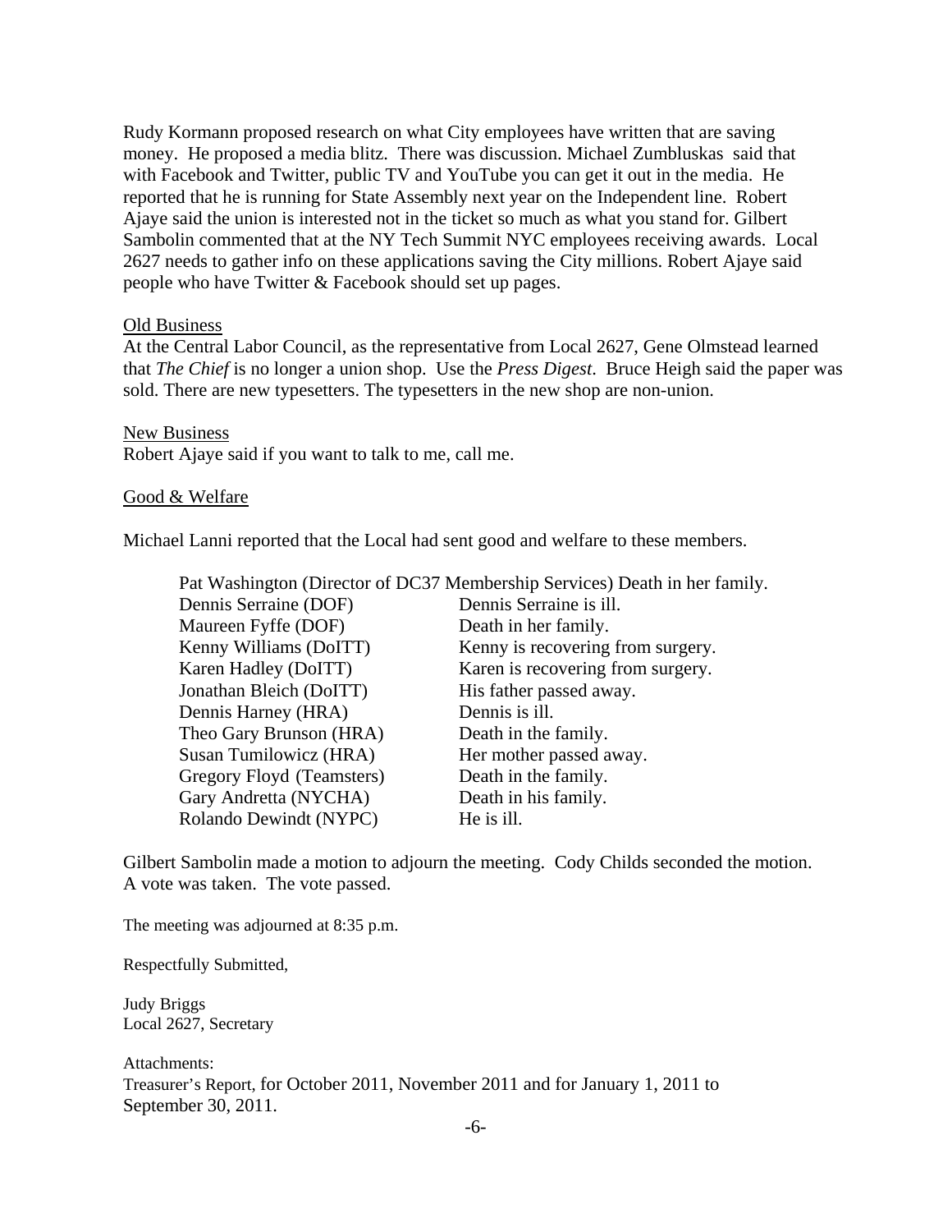Rudy Kormann proposed research on what City employees have written that are saving money. He proposed a media blitz. There was discussion. Michael Zumbluskas said that with Facebook and Twitter, public TV and YouTube you can get it out in the media. He reported that he is running for State Assembly next year on the Independent line. Robert Ajaye said the union is interested not in the ticket so much as what you stand for. Gilbert Sambolin commented that at the NY Tech Summit NYC employees receiving awards. Local 2627 needs to gather info on these applications saving the City millions. Robert Ajaye said people who have Twitter & Facebook should set up pages.

<u>Old Business</u>

At the Central Labor Council, as the representative from Local 2627, Gene Olmstead learned that *The Chief* is no longer a union shop. Use the *Press Digest*. Bruce Heigh said the paper was sold. There are new typesetters. The typesetters in the new shop are non-union.

<u>New Business</u>

Robert Ajaye said if you want to talk to me, call me.

<u>Good & Welfare</u>

Michael Lanni reported that the Local had sent good and welfare to these members.

Pat Washington (Director of DC37 Membership Services) Death in her family.

| | |
|---|---|
| Dennis Serraine (DOF) | Dennis Serraine is ill. |
| Maureen Fyffe (DOF) | Death in her family. |
| Kenny Williams (DoITT) | Kenny is recovering from surgery. |
| Karen Hadley (DoITT) | Karen is recovering from surgery. |
| Jonathan Bleich (DoITT) | His father passed away. |
| Dennis Harney (HRA) | Dennis is ill. |
| Theo Gary Brunson (HRA) | Death in the family. |
| Susan Tumilowicz (HRA) | Her mother passed away. |
| Gregory Floyd (Teamsters) | Death in the family. |
| Gary Andretta (NYCHA) | Death in his family. |
| Rolando Dewindt (NYPC) | He is ill. |

Gilbert Sambolin made a motion to adjourn the meeting. Cody Childs seconded the motion. A vote was taken. The vote passed.

The meeting was adjourned at 8:35 p.m.

Respectfully Submitted,

Judy Briggs
Local 2627, Secretary

Attachments:
Treasurer's Report, for October 2011, November 2011 and for January 1, 2011 to September 30, 2011.